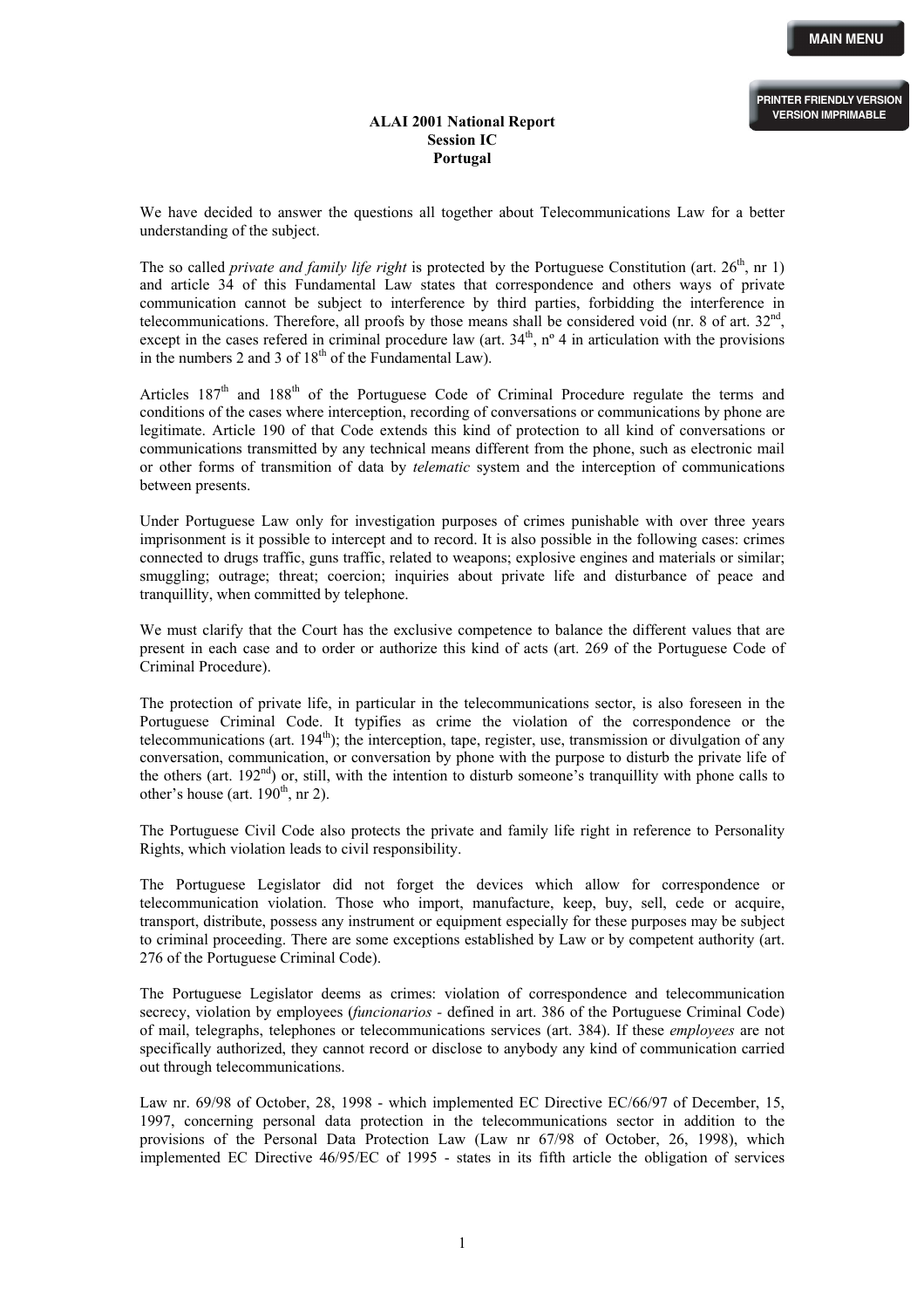**ALAI 2001 National Report**
**Session IC**
**Portugal**

We have decided to answer the questions all together about Telecommunications Law for a better understanding of the subject.

The so called *private and family life right* is protected by the Portuguese Constitution (art. 26th, nr 1) and article 34 of this Fundamental Law states that correspondence and others ways of private communication cannot be subject to interference by third parties, forbidding the interference in telecommunications. Therefore, all proofs by those means shall be considered void (nr. 8 of art. 32nd, except in the cases refered in criminal procedure law (art. 34th, nº 4 in articulation with the provisions in the numbers 2 and 3 of 18th of the Fundamental Law).

Articles 187th and 188th of the Portuguese Code of Criminal Procedure regulate the terms and conditions of the cases where interception, recording of conversations or communications by phone are legitimate. Article 190 of that Code extends this kind of protection to all kind of conversations or communications transmitted by any technical means different from the phone, such as electronic mail or other forms of transmition of data by *telematic* system and the interception of communications between presents.

Under Portuguese Law only for investigation purposes of crimes punishable with over three years imprisonment is it possible to intercept and to record. It is also possible in the following cases: crimes connected to drugs traffic, guns traffic, related to weapons; explosive engines and materials or similar; smuggling; outrage; threat; coercion; inquiries about private life and disturbance of peace and tranquillity, when committed by telephone.

We must clarify that the Court has the exclusive competence to balance the different values that are present in each case and to order or authorize this kind of acts (art. 269 of the Portuguese Code of Criminal Procedure).

The protection of private life, in particular in the telecommunications sector, is also foreseen in the Portuguese Criminal Code. It typifies as crime the violation of the correspondence or the telecommunications (art. 194th); the interception, tape, register, use, transmission or divulgation of any conversation, communication, or conversation by phone with the purpose to disturb the private life of the others (art. 192nd) or, still, with the intention to disturb someone's tranquillity with phone calls to other's house (art. 190th, nr 2).

The Portuguese Civil Code also protects the private and family life right in reference to Personality Rights, which violation leads to civil responsibility.

The Portuguese Legislator did not forget the devices which allow for correspondence or telecommunication violation. Those who import, manufacture, keep, buy, sell, cede or acquire, transport, distribute, possess any instrument or equipment especially for these purposes may be subject to criminal proceeding. There are some exceptions established by Law or by competent authority (art. 276 of the Portuguese Criminal Code).

The Portuguese Legislator deems as crimes: violation of correspondence and telecommunication secrecy, violation by employees (*funcionarios* - defined in art. 386 of the Portuguese Criminal Code) of mail, telegraphs, telephones or telecommunications services (art. 384). If these *employees* are not specifically authorized, they cannot record or disclose to anybody any kind of communication carried out through telecommunications.

Law nr. 69/98 of October, 28, 1998 - which implemented EC Directive EC/66/97 of December, 15, 1997, concerning personal data protection in the telecommunications sector in addition to the provisions of the Personal Data Protection Law (Law nr 67/98 of October, 26, 1998), which implemented EC Directive 46/95/EC of 1995 - states in its fifth article the obligation of services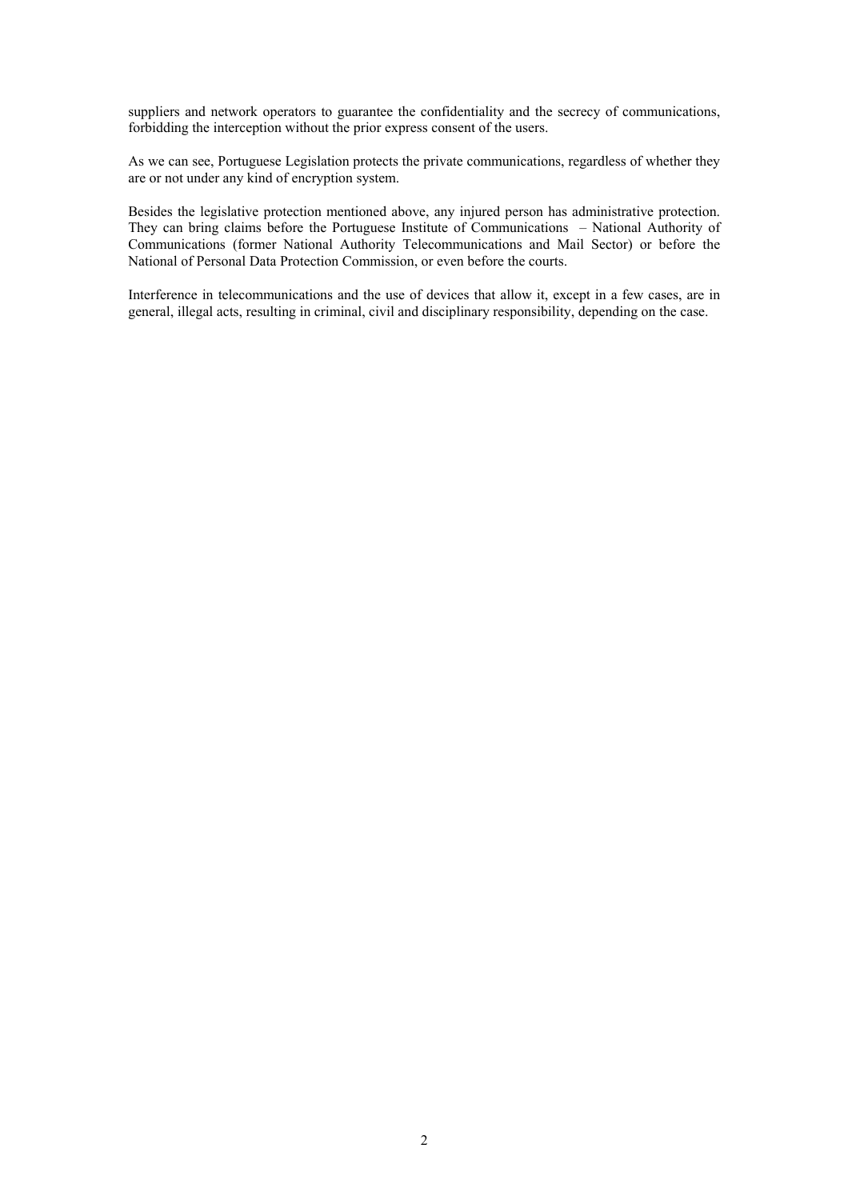suppliers and network operators to guarantee the confidentiality and the secrecy of communications, forbidding the interception without the prior express consent of the users.

As we can see, Portuguese Legislation protects the private communications, regardless of whether they are or not under any kind of encryption system.

Besides the legislative protection mentioned above, any injured person has administrative protection. They can bring claims before the Portuguese Institute of Communications – National Authority of Communications (former National Authority Telecommunications and Mail Sector) or before the National of Personal Data Protection Commission, or even before the courts.

Interference in telecommunications and the use of devices that allow it, except in a few cases, are in general, illegal acts, resulting in criminal, civil and disciplinary responsibility, depending on the case.